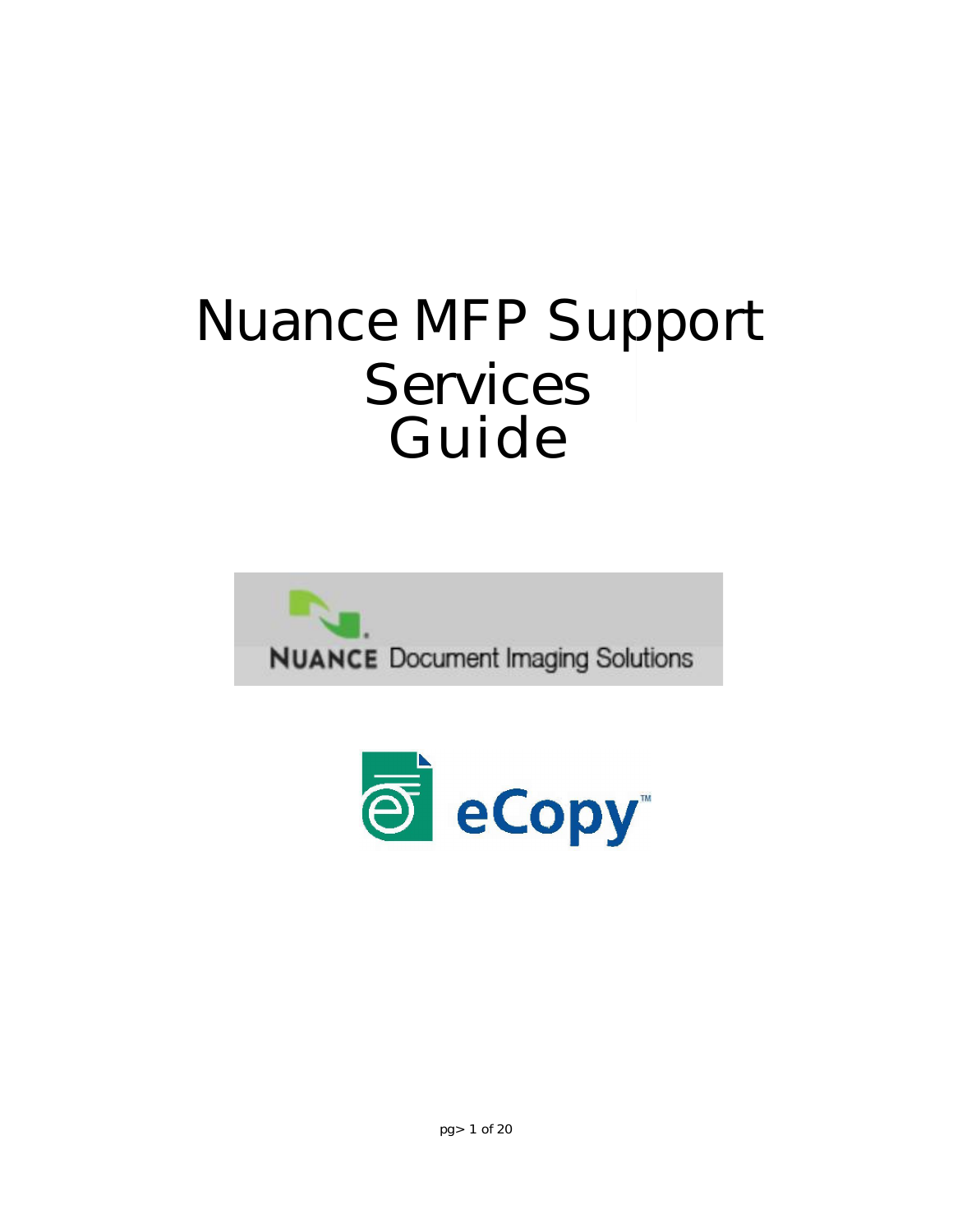# Nuance MFP Support Services Guide

NUANCE Document Imaging Solutions

eCopy™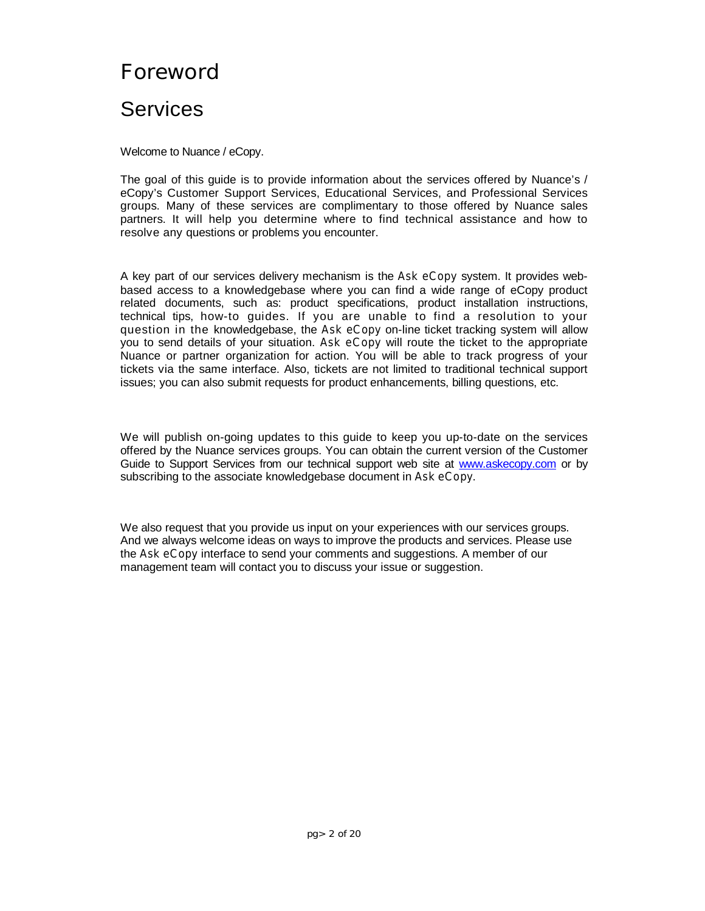# Foreword

## Services

Welcome to Nuance / eCopy.

The goal of this guide is to provide information about the services offered by Nuance's / eCopy's Customer Support Services, Educational Services, and Professional Services groups. Many of these services are complimentary to those offered by Nuance sales partners. It will help you determine where to find technical assistance and how to resolve any questions or problems you encounter.

A key part of our services delivery mechanism is the Ask eCopy system. It provides web-based access to a knowledgebase where you can find a wide range of eCopy product related documents, such as: product specifications, product installation instructions, technical tips, how-to guides. If you are unable to find a resolution to your question in the knowledgebase, the Ask eCopy on-line ticket tracking system will allow you to send details of your situation. Ask eCopy will route the ticket to the appropriate Nuance or partner organization for action. You will be able to track progress of your tickets via the same interface. Also, tickets are not limited to traditional technical support issues; you can also submit requests for product enhancements, billing questions, etc.

We will publish on-going updates to this guide to keep you up-to-date on the services offered by the Nuance services groups. You can obtain the current version of the Customer Guide to Support Services from our technical support web site at [www.askecopy.com](http://www.askecopy.com) or by subscribing to the associate knowledgebase document in Ask eCopy.

We also request that you provide us input on your experiences with our services groups. And we always welcome ideas on ways to improve the products and services. Please use the Ask eCopy interface to send your comments and suggestions. A member of our management team will contact you to discuss your issue or suggestion.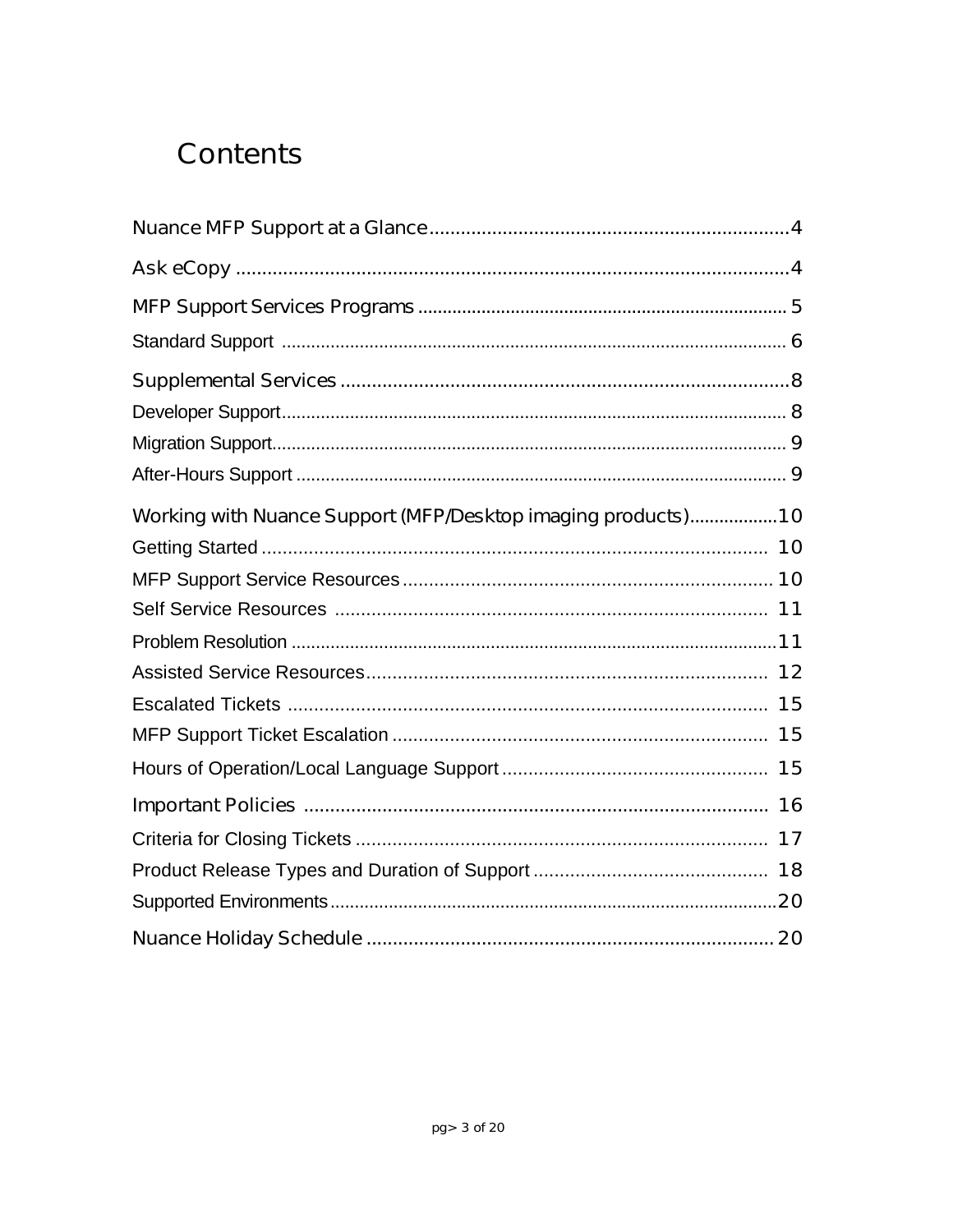# Contents

Nuance MFP Support at a Glance ..... 4

Ask eCopy ..... 4

MFP Support Services Programs ..... 5

Standard Support ..... 6

Supplemental Services ..... 8

Developer Support ..... 8

Migration Support ..... 9

After-Hours Support ..... 9

Working with Nuance Support (MFP/Desktop imaging products) ..... 10

Getting Started ..... 10

MFP Support Service Resources ..... 10

Self Service Resources ..... 11

Problem Resolution ..... 11

Assisted Service Resources ..... 12

Escalated Tickets ..... 15

MFP Support Ticket Escalation ..... 15

Hours of Operation/Local Language Support ..... 15

Important Policies ..... 16

Criteria for Closing Tickets ..... 17

Product Release Types and Duration of Support ..... 18

Supported Environments ..... 20

Nuance Holiday Schedule ..... 20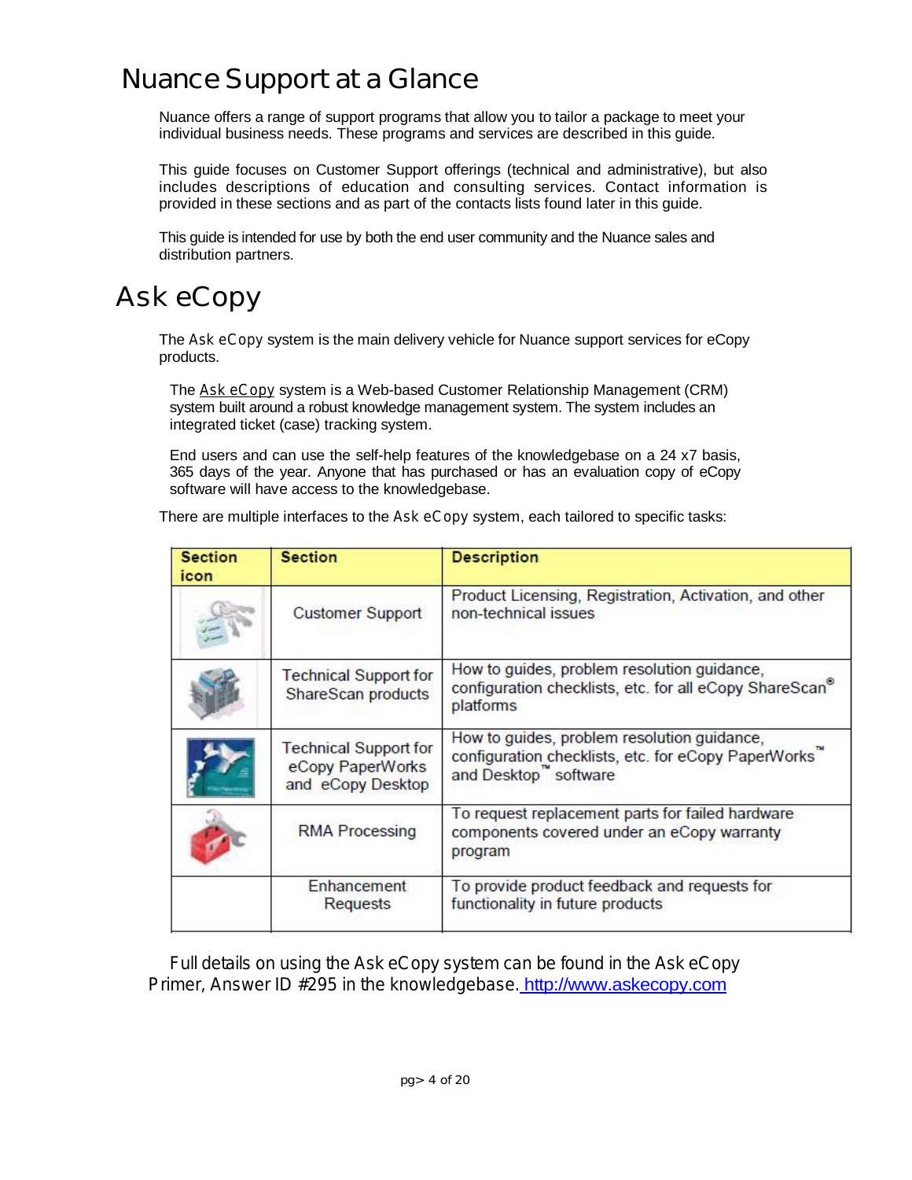# Nuance Support at a Glance

Nuance offers a range of support programs that allow you to tailor a package to meet your individual business needs. These programs and services are described in this guide.

This guide focuses on Customer Support offerings (technical and administrative), but also includes descriptions of education and consulting services. Contact information is provided in these sections and as part of the contacts lists found later in this guide.

This guide is intended for use by both the end user community and the Nuance sales and distribution partners.

# Ask eCopy

The Ask eCopy system is the main delivery vehicle for Nuance support services for eCopy products.

The Ask eCopy system is a Web-based Customer Relationship Management (CRM) system built around a robust knowledge management system. The system includes an integrated ticket (case) tracking system.

End users and can use the self-help features of the knowledgebase on a 24 x7 basis, 365 days of the year. Anyone that has purchased or has an evaluation copy of eCopy software will have access to the knowledgebase.

There are multiple interfaces to the Ask eCopy system, each tailored to specific tasks:

| Section icon | Section | Description |
|---|---|---|
| | Customer Support | Product Licensing, Registration, Activation, and other non-technical issues |
| | Technical Support for ShareScan products | How to guides, problem resolution guidance, configuration checklists, etc. for all eCopy ShareScan® platforms |
| | Technical Support for eCopy PaperWorks and eCopy Desktop | How to guides, problem resolution guidance, configuration checklists, etc. for eCopy PaperWorks™ and Desktop™ software |
| | RMA Processing | To request replacement parts for failed hardware components covered under an eCopy warranty program |
| | Enhancement Requests | To provide product feedback and requests for functionality in future products |

Full details on using the Ask eCopy system can be found in the Ask eCopy Primer, Answer ID #295 in the knowledgebase. http://www.askecopy.com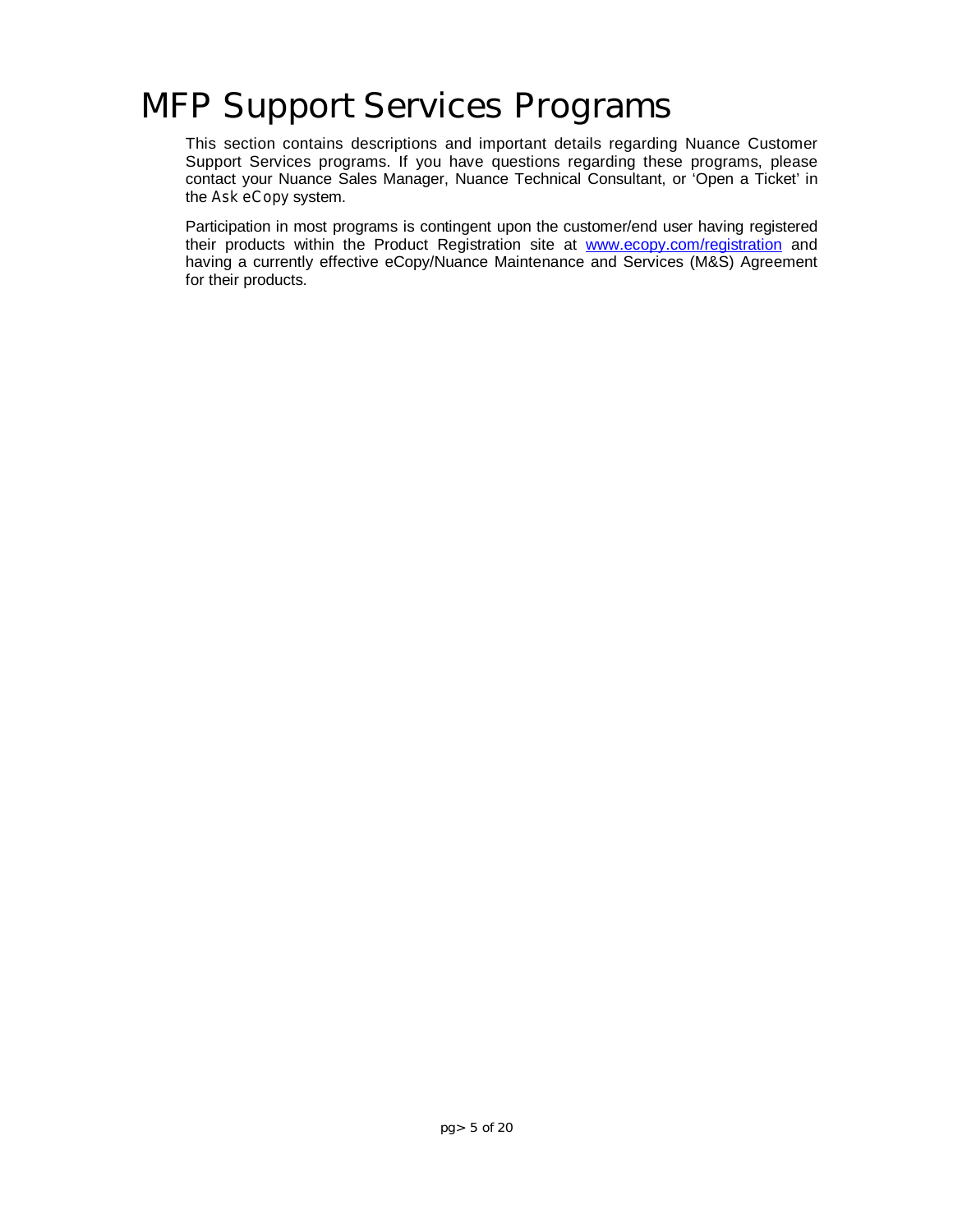# MFP Support Services Programs

This section contains descriptions and important details regarding Nuance Customer Support Services programs. If you have questions regarding these programs, please contact your Nuance Sales Manager, Nuance Technical Consultant, or 'Open a Ticket' in the Ask eCopy system.

Participation in most programs is contingent upon the customer/end user having registered their products within the Product Registration site at www.ecopy.com/registration and having a currently effective eCopy/Nuance Maintenance and Services (M&S) Agreement for their products.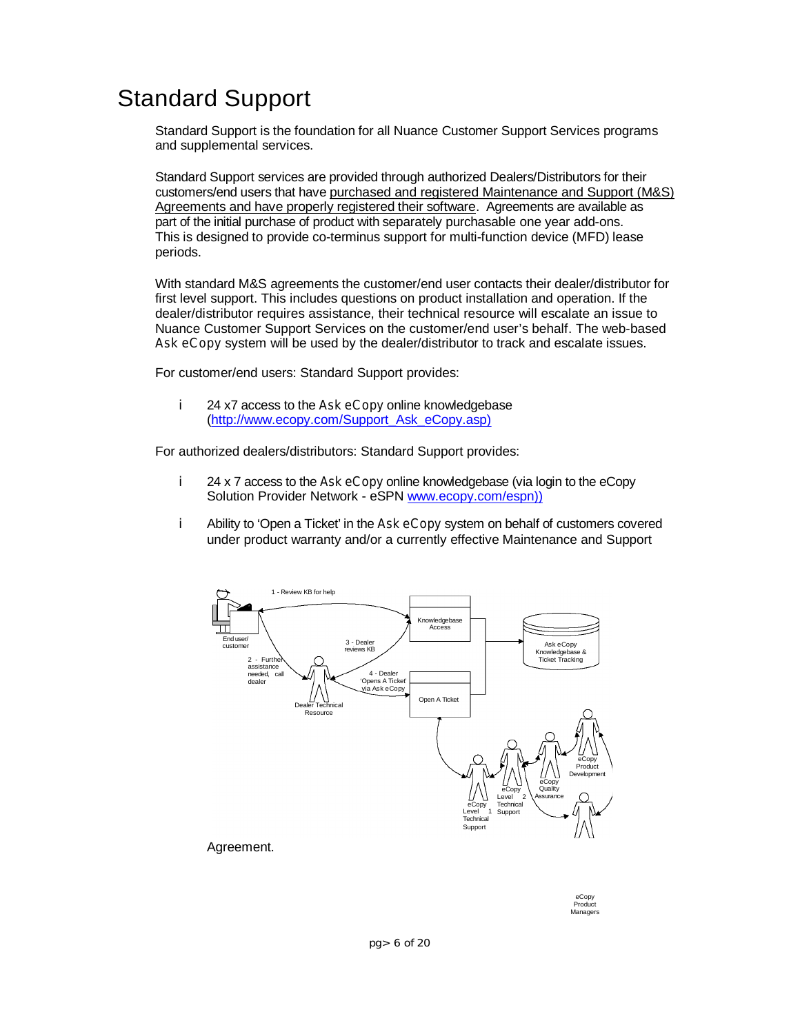# Standard Support

Standard Support is the foundation for all Nuance Customer Support Services programs and supplemental services.

Standard Support services are provided through authorized Dealers/Distributors for their customers/end users that have purchased and registered Maintenance and Support (M&S) Agreements and have properly registered their software. Agreements are available as part of the initial purchase of product with separately purchasable one year add-ons. This is designed to provide co-terminus support for multi-function device (MFD) lease periods.

With standard M&S agreements the customer/end user contacts their dealer/distributor for first level support. This includes questions on product installation and operation. If the dealer/distributor requires assistance, their technical resource will escalate an issue to Nuance Customer Support Services on the customer/end user's behalf. The web-based Ask eCopy system will be used by the dealer/distributor to track and escalate issues.

For customer/end users: Standard Support provides:

- 24 x7 access to the Ask eCopy online knowledgebase (http://www.ecopy.com/Support_Ask_eCopy.asp)

For authorized dealers/distributors: Standard Support provides:

- 24 x 7 access to the Ask eCopy online knowledgebase (via login to the eCopy Solution Provider Network - eSPN www.ecopy.com/espn))
- Ability to 'Open a Ticket' in the Ask eCopy system on behalf of customers covered under product warranty and/or a currently effective Maintenance and Support Agreement.

1 - Review KB for help

End user/ customer

2 - Further assistance needed, call dealer

3 - Dealer reviews KB

4 - Dealer 'Opens A Ticket' via Ask eCopy

Dealer Technical Resource

Knowledgebase Access

Open A Ticket

Ask eCopy Knowledgebase & Ticket Tracking

eCopy Level 1 Technical Support

eCopy Level 2 Technical Support

eCopy Quality Assurance

eCopy Product Development

eCopy Product Managers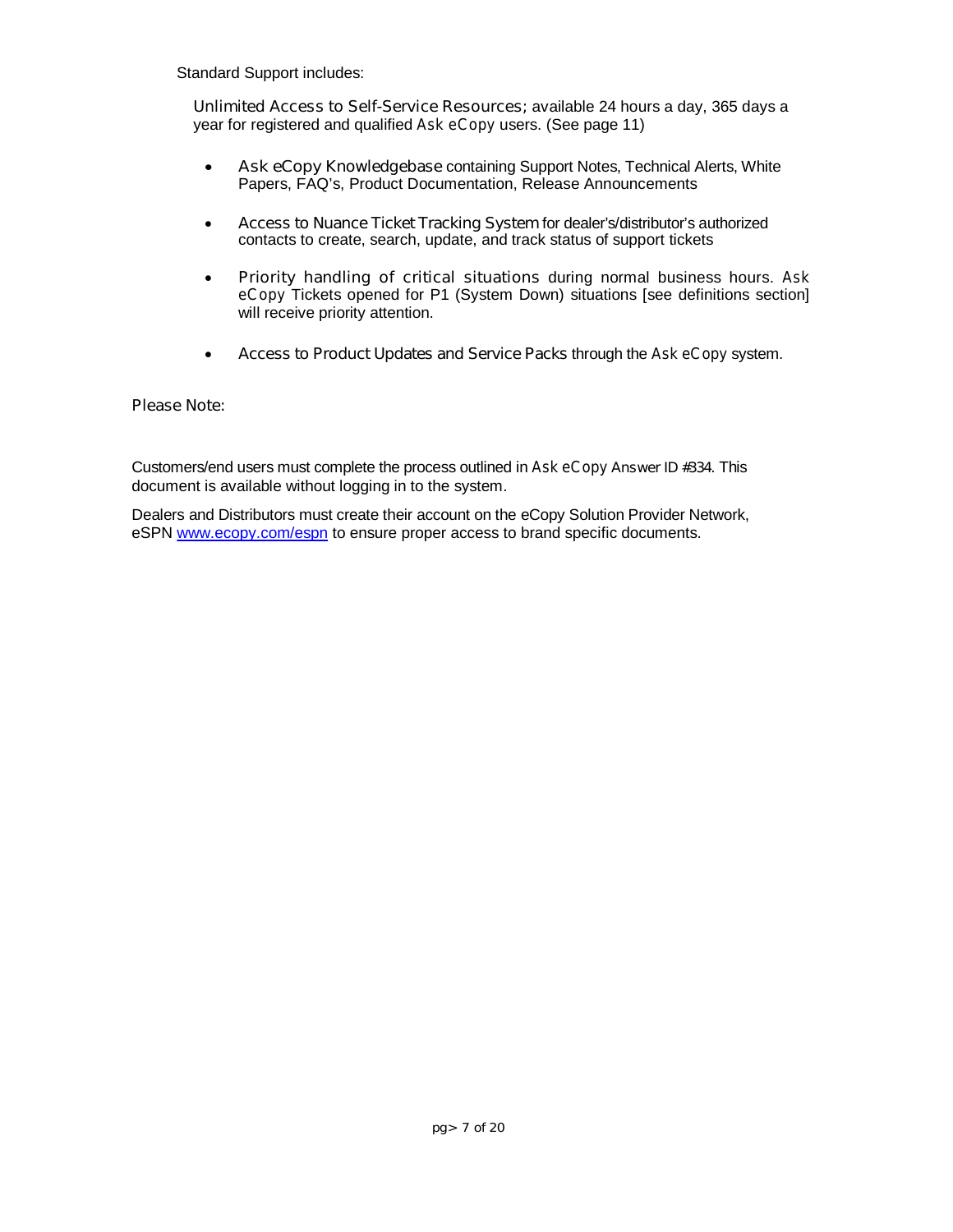Standard Support includes:

**Unlimited Access to Self-Service Resources;** available 24 hours a day, 365 days a year for registered and qualified Ask eCopy users. (See page 11)

- **Ask eCopy Knowledgebase** containing Support Notes, Technical Alerts, White Papers, FAQ's, Product Documentation, Release Announcements
- **Access to Nuance Ticket Tracking System** for dealer's/distributor's authorized contacts to create, search, update, and track status of support tickets
- **Priority handling of critical situations** during normal business hours. Ask eCopy Tickets opened for P1 (System Down) situations [see definitions section] will receive priority attention.
- **Access to Product Updates and Service Packs** through the Ask eCopy system.

**Please Note:**

Customers/end users must complete the process outlined in Ask eCopy Answer ID #334. This document is available without logging in to the system.

Dealers and Distributors must create their account on the eCopy Solution Provider Network, eSPN [www.ecopy.com/espn](www.ecopy.com/espn) to ensure proper access to brand specific documents.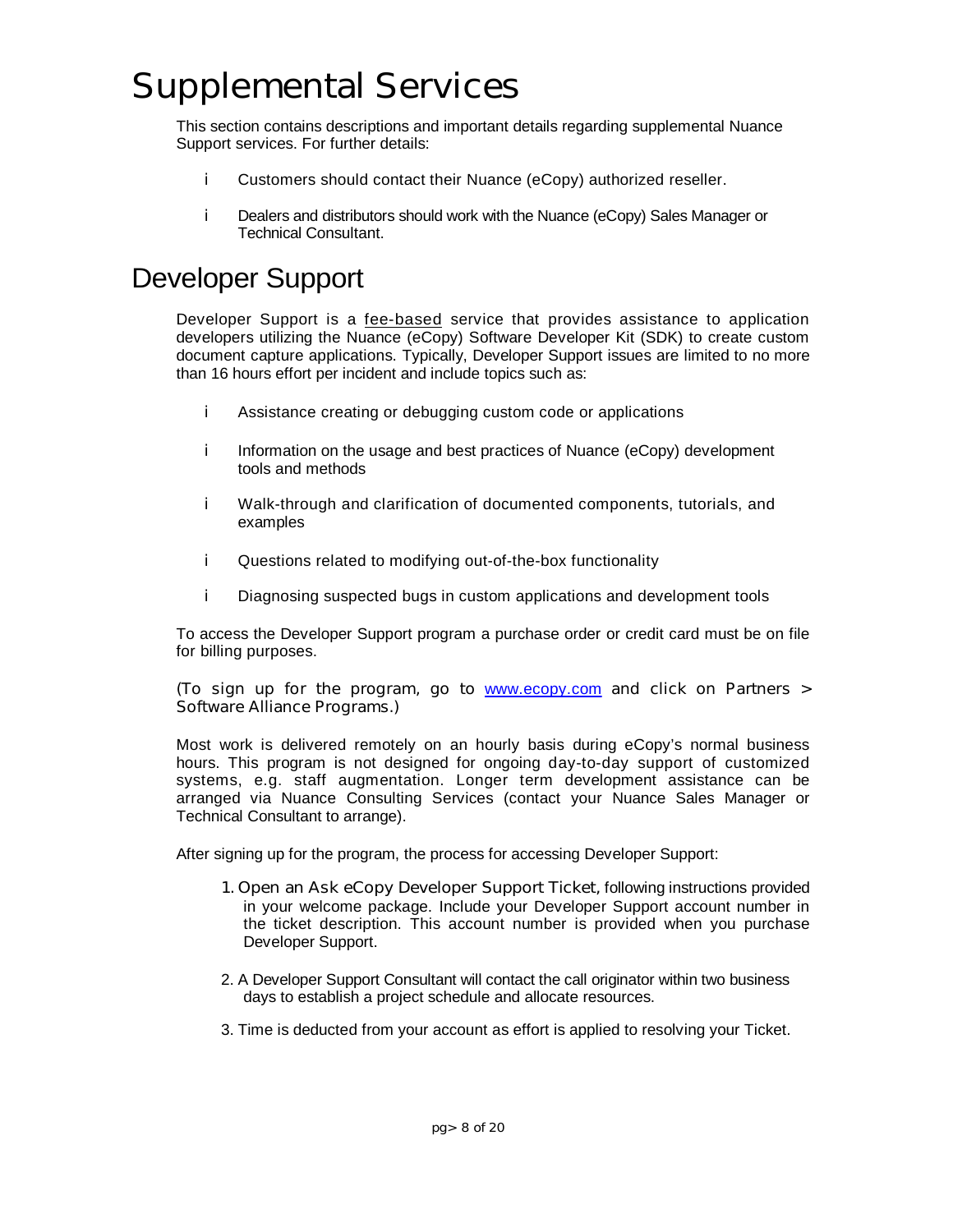# Supplemental Services

This section contains descriptions and important details regarding supplemental Nuance Support services. For further details:

- Customers should contact their Nuance (eCopy) authorized reseller.
- Dealers and distributors should work with the Nuance (eCopy) Sales Manager or Technical Consultant.

## Developer Support

Developer Support is a fee-based service that provides assistance to application developers utilizing the Nuance (eCopy) Software Developer Kit (SDK) to create custom document capture applications. Typically, Developer Support issues are limited to no more than 16 hours effort per incident and include topics such as:

- Assistance creating or debugging custom code or applications
- Information on the usage and best practices of Nuance (eCopy) development tools and methods
- Walk-through and clarification of documented components, tutorials, and examples
- Questions related to modifying out-of-the-box functionality
- Diagnosing suspected bugs in custom applications and development tools

To access the Developer Support program a purchase order or credit card must be on file for billing purposes.

(To sign up for the program, go to www.ecopy.com and click on Partners > Software Alliance Programs.)

Most work is delivered remotely on an hourly basis during eCopy's normal business hours. This program is not designed for ongoing day-to-day support of customized systems, e.g. staff augmentation. Longer term development assistance can be arranged via Nuance Consulting Services (contact your Nuance Sales Manager or Technical Consultant to arrange).

After signing up for the program, the process for accessing Developer Support:

1. Open an Ask eCopy Developer Support Ticket, following instructions provided in your welcome package. Include your Developer Support account number in the ticket description. This account number is provided when you purchase Developer Support.
2. A Developer Support Consultant will contact the call originator within two business days to establish a project schedule and allocate resources.
3. Time is deducted from your account as effort is applied to resolving your Ticket.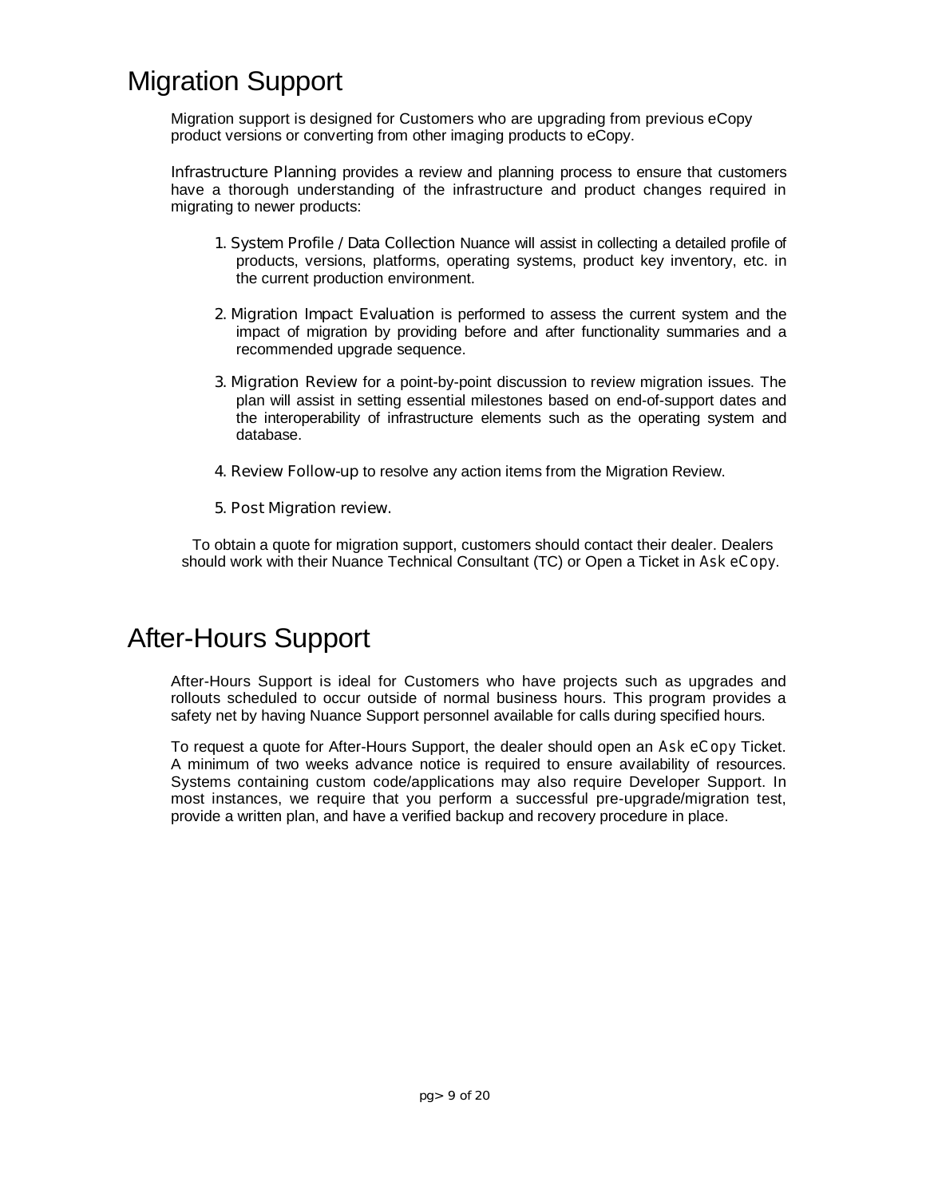# Migration Support

Migration support is designed for Customers who are upgrading from previous eCopy product versions or converting from other imaging products to eCopy.

**Infrastructure Planning** provides a review and planning process to ensure that customers have a thorough understanding of the infrastructure and product changes required in migrating to newer products:

1. **System Profile / Data Collection** Nuance will assist in collecting a detailed profile of products, versions, platforms, operating systems, product key inventory, etc. in the current production environment.

2. **Migration Impact Evaluation** is performed to assess the current system and the impact of migration by providing before and after functionality summaries and a recommended upgrade sequence.

3. **Migration Review** for a point-by-point discussion to review migration issues. The plan will assist in setting essential milestones based on end-of-support dates and the interoperability of infrastructure elements such as the operating system and database.

4. **Review Follow-up** to resolve any action items from the Migration Review.

5. **Post Migration review.**

To obtain a quote for migration support, customers should contact their dealer. Dealers should work with their Nuance Technical Consultant (TC) or Open a Ticket in Ask eCopy.

# After-Hours Support

After-Hours Support is ideal for Customers who have projects such as upgrades and rollouts scheduled to occur outside of normal business hours. This program provides a safety net by having Nuance Support personnel available for calls during specified hours.

To request a quote for After-Hours Support, the dealer should open an Ask eCopy Ticket. A minimum of two weeks advance notice is required to ensure availability of resources. Systems containing custom code/applications may also require Developer Support. In most instances, we require that you perform a successful pre-upgrade/migration test, provide a written plan, and have a verified backup and recovery procedure in place.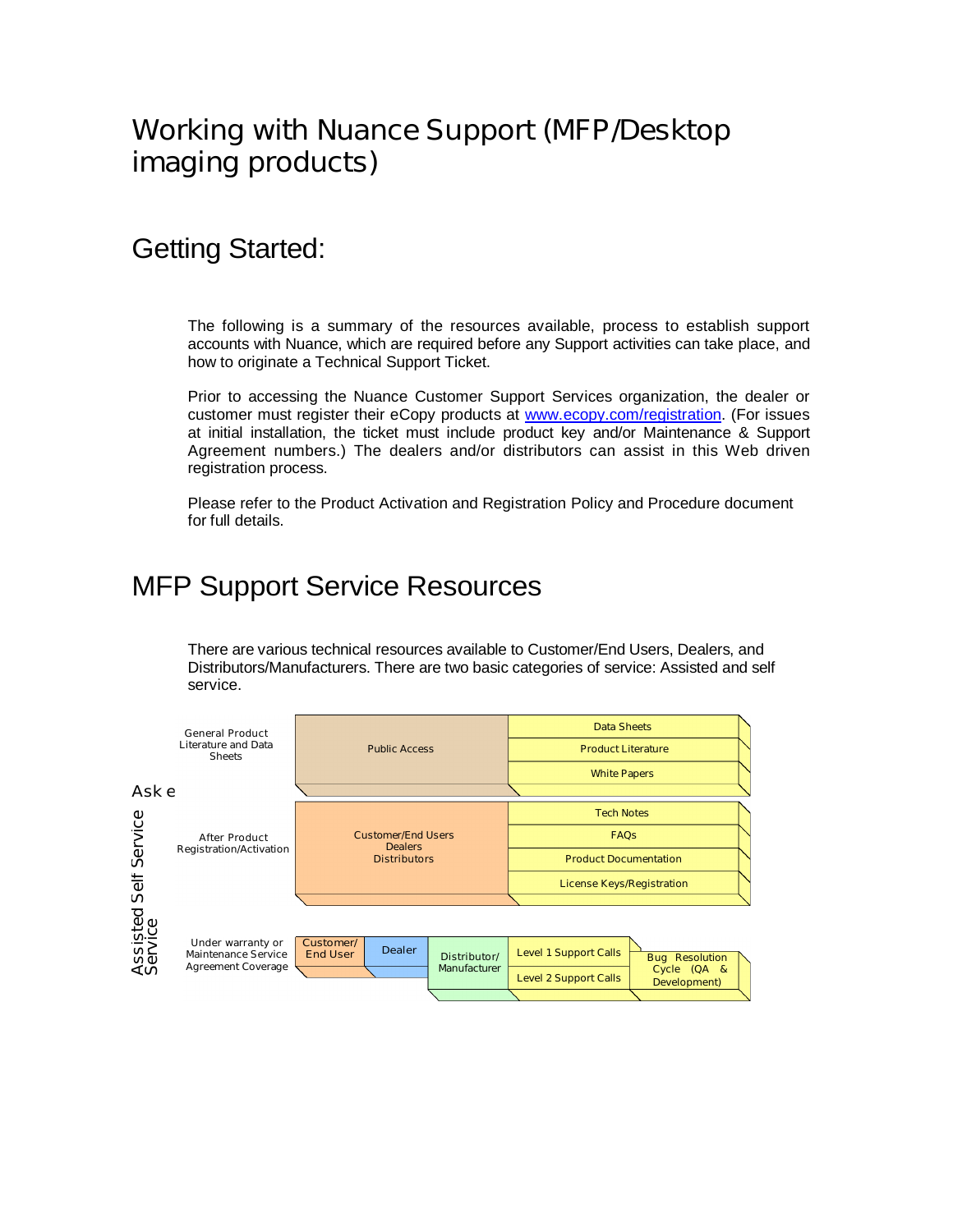# Working with Nuance Support (MFP/Desktop imaging products)

## Getting Started:

The following is a summary of the resources available, process to establish support accounts with Nuance, which are required before any Support activities can take place, and how to originate a Technical Support Ticket.

Prior to accessing the Nuance Customer Support Services organization, the dealer or customer must register their eCopy products at www.ecopy.com/registration. (For issues at initial installation, the ticket must include product key and/or Maintenance & Support Agreement numbers.) The dealers and/or distributors can assist in this Web driven registration process.

Please refer to the Product Activation and Registration Policy and Procedure document for full details.

## MFP Support Service Resources

There are various technical resources available to Customer/End Users, Dealers, and Distributors/Manufacturers. There are two basic categories of service: Assisted and self service.

Ask e

Assisted Self Service
Service

| | Access | | | Resources |
| --- | --- | --- | --- | --- |
| General Product Literature and Data Sheets | Public Access | | | Data Sheets<br>Product Literature<br>White Papers |
| After Product Registration/Activation | Customer/End Users<br>Dealers<br>Distributors | | | Tech Notes<br>FAQs<br>Product Documentation<br>License Keys/Registration |
| Under warranty or Maintenance Service Agreement Coverage | Customer/ End User | Dealer | Distributor/ Manufacturer | Level 1 Support Calls<br>Level 2 Support Calls<br>Bug Resolution Cycle (QA & Development) |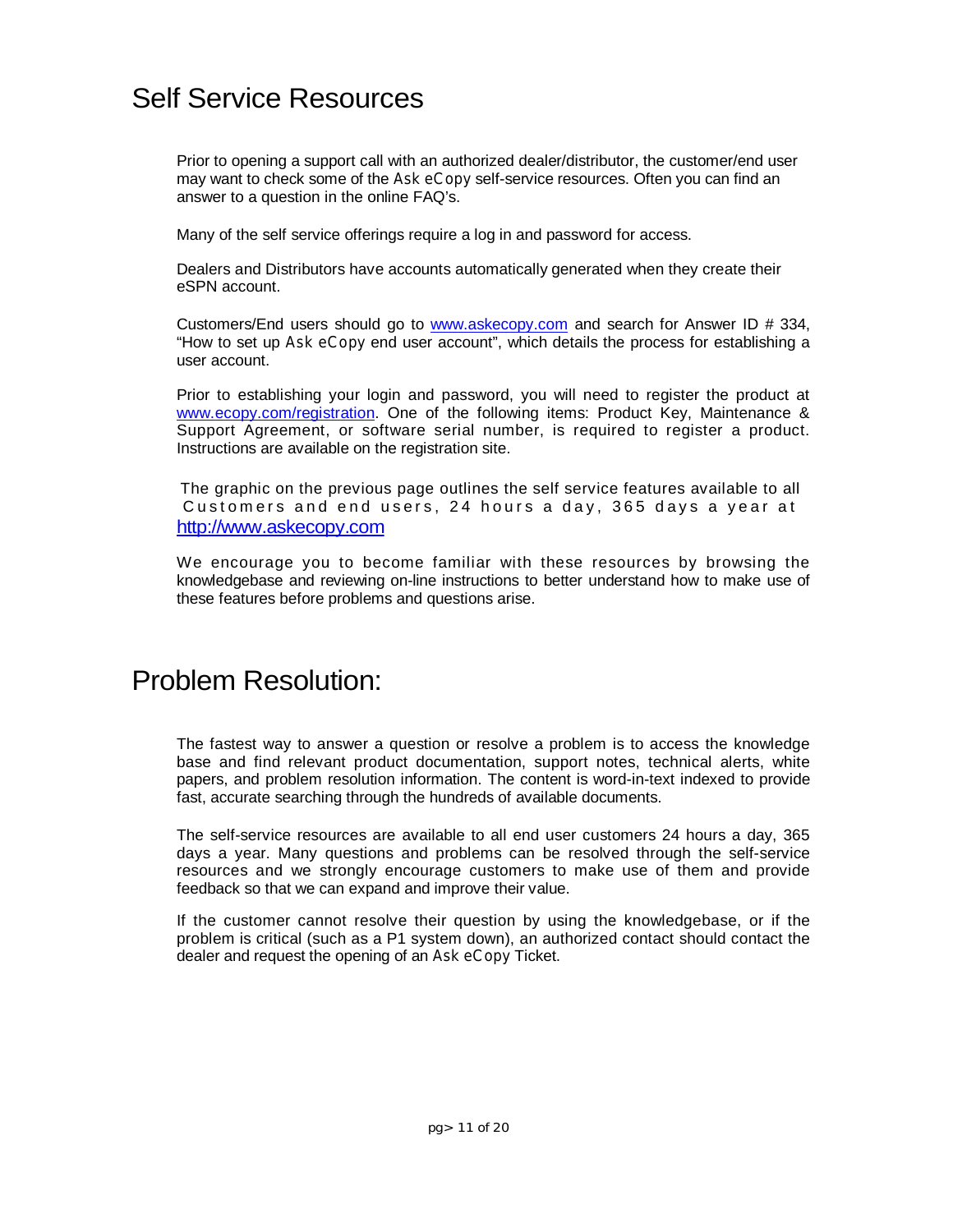# Self Service Resources

Prior to opening a support call with an authorized dealer/distributor, the customer/end user may want to check some of the Ask eCopy self-service resources. Often you can find an answer to a question in the online FAQ's.

Many of the self service offerings require a log in and password for access.

Dealers and Distributors have accounts automatically generated when they create their eSPN account.

Customers/End users should go to www.askecopy.com and search for Answer ID # 334, "How to set up Ask eCopy end user account", which details the process for establishing a user account.

Prior to establishing your login and password, you will need to register the product at www.ecopy.com/registration. One of the following items: Product Key, Maintenance & Support Agreement, or software serial number, is required to register a product. Instructions are available on the registration site.

The graphic on the previous page outlines the self service features available to all Customers and end users, 24 hours a day, 365 days a year at http://www.askecopy.com

We encourage you to become familiar with these resources by browsing the knowledgebase and reviewing on-line instructions to better understand how to make use of these features before problems and questions arise.

# Problem Resolution:

The fastest way to answer a question or resolve a problem is to access the knowledge base and find relevant product documentation, support notes, technical alerts, white papers, and problem resolution information. The content is word-in-text indexed to provide fast, accurate searching through the hundreds of available documents.

The self-service resources are available to all end user customers 24 hours a day, 365 days a year. Many questions and problems can be resolved through the self-service resources and we strongly encourage customers to make use of them and provide feedback so that we can expand and improve their value.

If the customer cannot resolve their question by using the knowledgebase, or if the problem is critical (such as a P1 system down), an authorized contact should contact the dealer and request the opening of an Ask eCopy Ticket.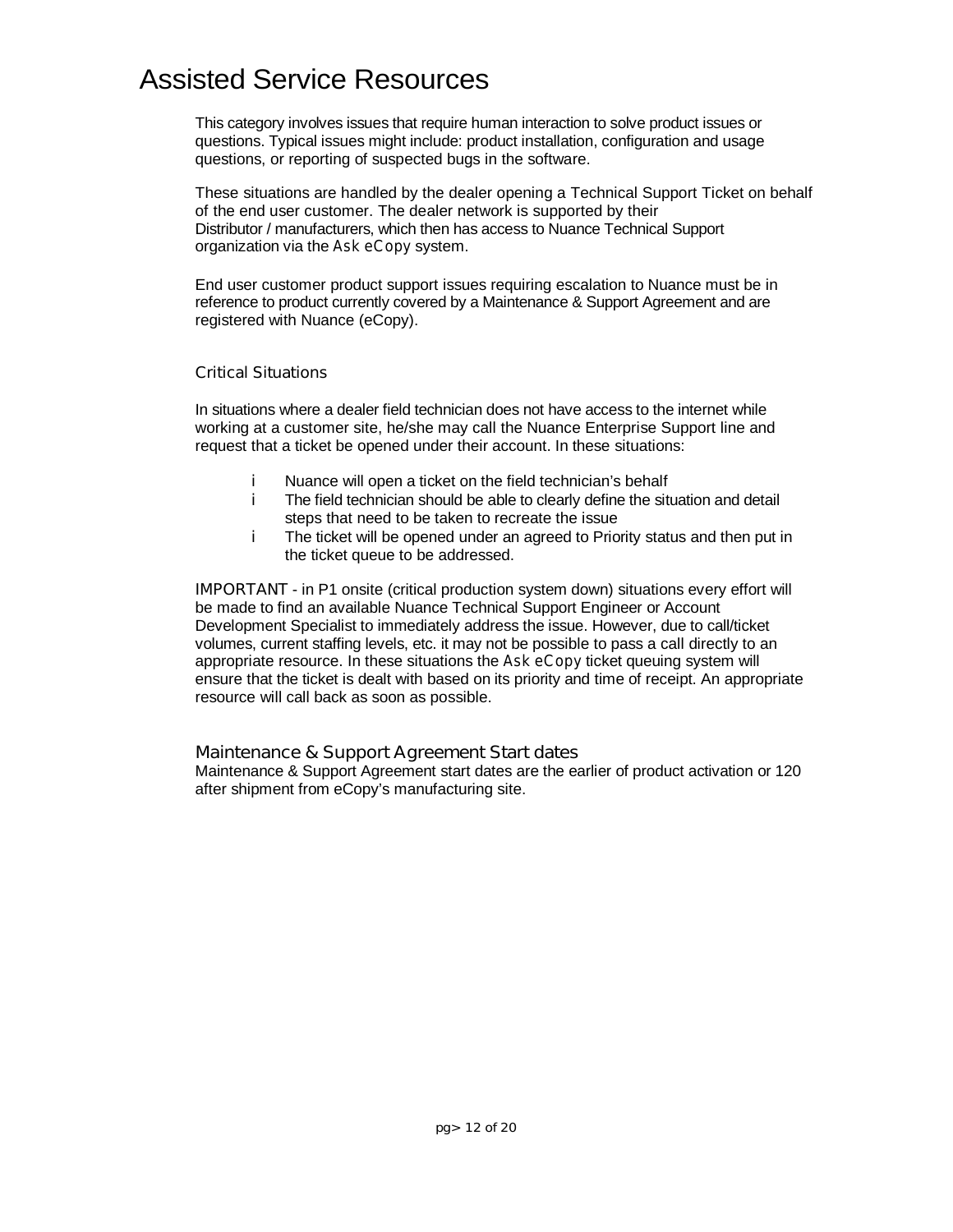# Assisted Service Resources

This category involves issues that require human interaction to solve product issues or questions. Typical issues might include: product installation, configuration and usage questions, or reporting of suspected bugs in the software.

These situations are handled by the dealer opening a Technical Support Ticket on behalf of the end user customer. The dealer network is supported by their Distributor / manufacturers, which then has access to Nuance Technical Support organization via the Ask eCopy system.

End user customer product support issues requiring escalation to Nuance must be in reference to product currently covered by a Maintenance & Support Agreement and are registered with Nuance (eCopy).

### Critical Situations

In situations where a dealer field technician does not have access to the internet while working at a customer site, he/she may call the Nuance Enterprise Support line and request that a ticket be opened under their account. In these situations:

- Nuance will open a ticket on the field technician's behalf
- The field technician should be able to clearly define the situation and detail steps that need to be taken to recreate the issue
- The ticket will be opened under an agreed to Priority status and then put in the ticket queue to be addressed.

IMPORTANT - in P1 onsite (critical production system down) situations every effort will be made to find an available Nuance Technical Support Engineer or Account Development Specialist to immediately address the issue. However, due to call/ticket volumes, current staffing levels, etc. it may not be possible to pass a call directly to an appropriate resource. In these situations the Ask eCopy ticket queuing system will ensure that the ticket is dealt with based on its priority and time of receipt. An appropriate resource will call back as soon as possible.

### Maintenance & Support Agreement Start dates

Maintenance & Support Agreement start dates are the earlier of product activation or 120 after shipment from eCopy's manufacturing site.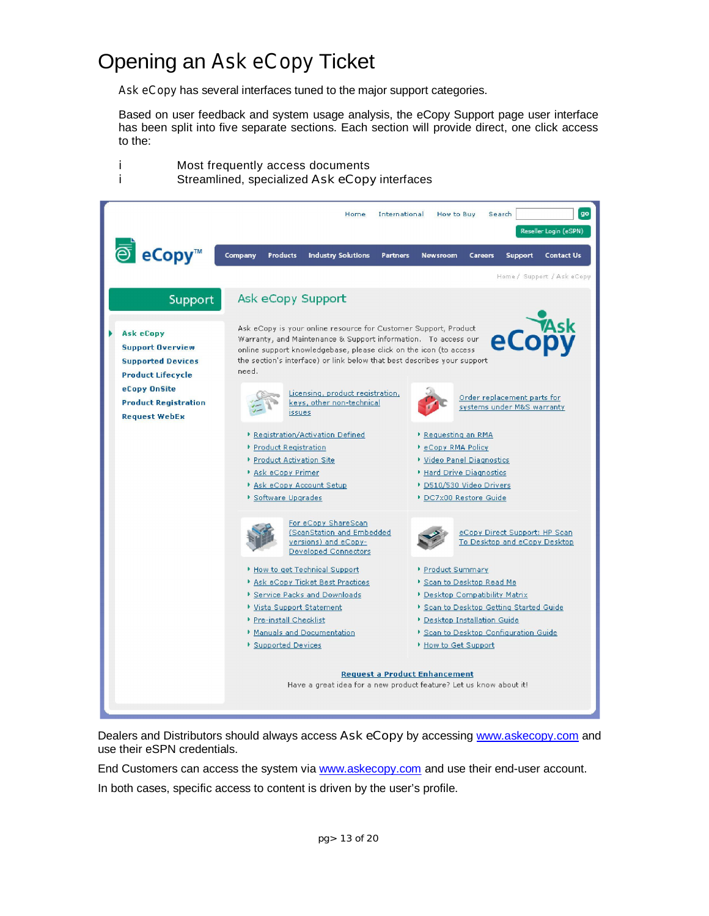# Opening an Ask eCopy Ticket

Ask eCopy has several interfaces tuned to the major support categories.

Based on user feedback and system usage analysis, the eCopy Support page user interface has been split into five separate sections. Each section will provide direct, one click access to the:

- Most frequently access documents
- Streamlined, specialized Ask eCopy interfaces

Dealers and Distributors should always access Ask eCopy by accessing www.askecopy.com and use their eSPN credentials.

End Customers can access the system via www.askecopy.com and use their end-user account.

In both cases, specific access to content is driven by the user's profile.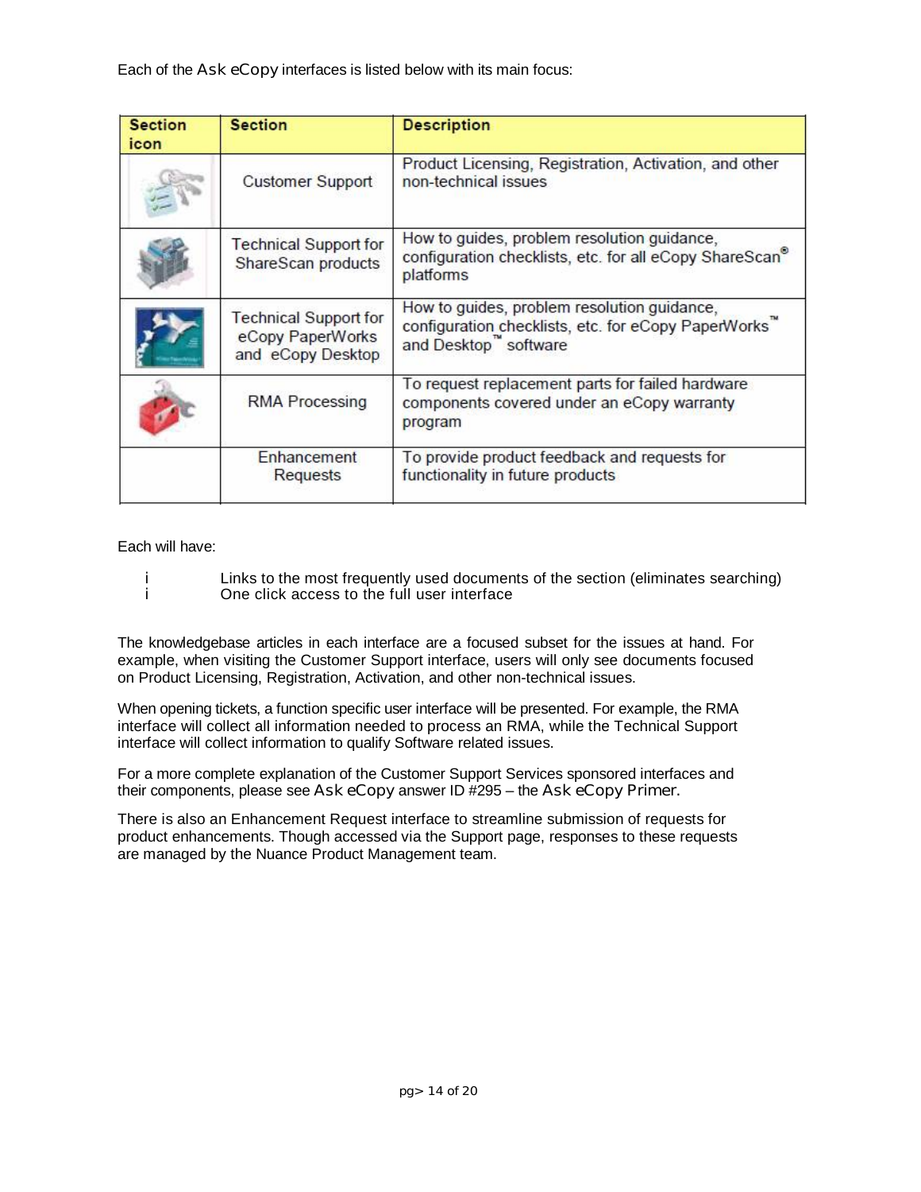Each of the Ask eCopy interfaces is listed below with its main focus:

| Section icon | Section | Description |
| --- | --- | --- |
| | Customer Support | Product Licensing, Registration, Activation, and other non-technical issues |
| | Technical Support for ShareScan products | How to guides, problem resolution guidance, configuration checklists, etc. for all eCopy ShareScan® platforms |
| | Technical Support for eCopy PaperWorks and eCopy Desktop | How to guides, problem resolution guidance, configuration checklists, etc. for eCopy PaperWorks™ and Desktop™ software |
| | RMA Processing | To request replacement parts for failed hardware components covered under an eCopy warranty program |
| | Enhancement Requests | To provide product feedback and requests for functionality in future products |

Each will have:

- Links to the most frequently used documents of the section (eliminates searching)
- One click access to the full user interface

The knowledgebase articles in each interface are a focused subset for the issues at hand. For example, when visiting the Customer Support interface, users will only see documents focused on Product Licensing, Registration, Activation, and other non-technical issues.

When opening tickets, a function specific user interface will be presented. For example, the RMA interface will collect all information needed to process an RMA, while the Technical Support interface will collect information to qualify Software related issues.

For a more complete explanation of the Customer Support Services sponsored interfaces and their components, please see Ask eCopy answer ID #295 – the Ask eCopy Primer.

There is also an Enhancement Request interface to streamline submission of requests for product enhancements. Though accessed via the Support page, responses to these requests are managed by the Nuance Product Management team.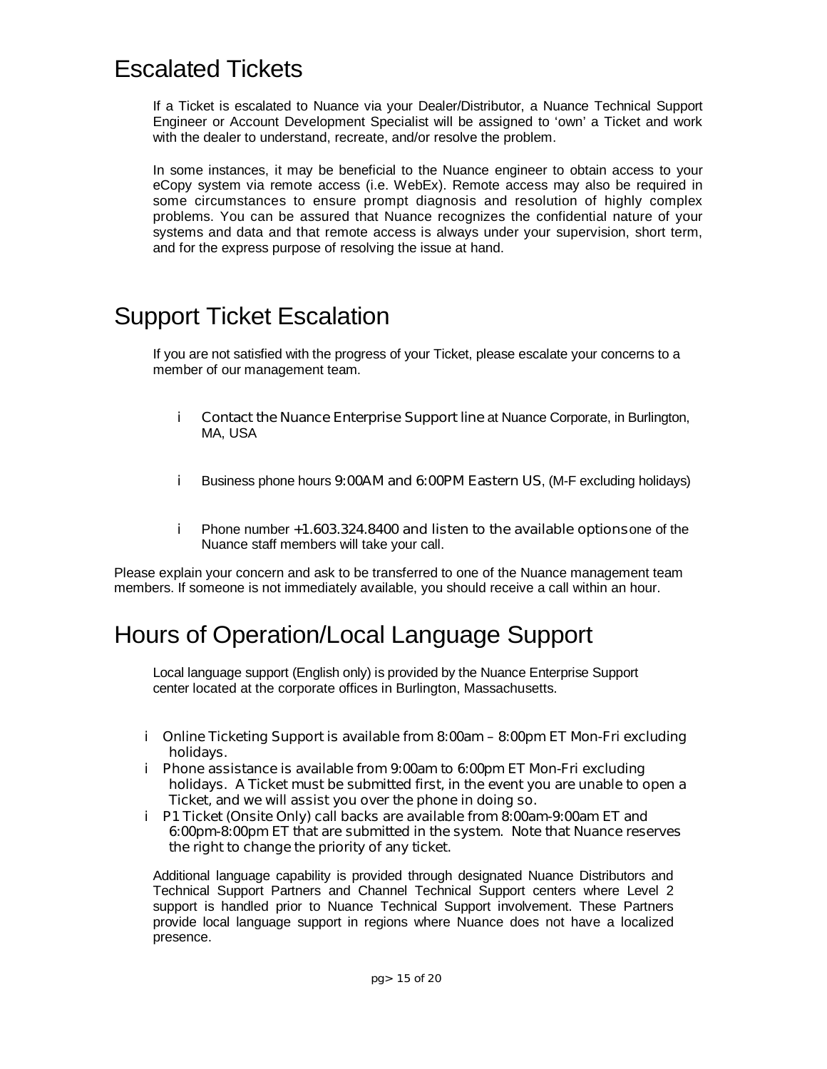# Escalated Tickets

If a Ticket is escalated to Nuance via your Dealer/Distributor, a Nuance Technical Support Engineer or Account Development Specialist will be assigned to 'own' a Ticket and work with the dealer to understand, recreate, and/or resolve the problem.

In some instances, it may be beneficial to the Nuance engineer to obtain access to your eCopy system via remote access (i.e. WebEx). Remote access may also be required in some circumstances to ensure prompt diagnosis and resolution of highly complex problems. You can be assured that Nuance recognizes the confidential nature of your systems and data and that remote access is always under your supervision, short term, and for the express purpose of resolving the issue at hand.

# Support Ticket Escalation

If you are not satisfied with the progress of your Ticket, please escalate your concerns to a member of our management team.

- Contact the Nuance Enterprise Support line at Nuance Corporate, in Burlington, MA, USA
- Business phone hours 9:00AM and 6:00PM Eastern US, (M-F excluding holidays)
- Phone number +1.603.324.8400 and listen to the available options one of the Nuance staff members will take your call.

Please explain your concern and ask to be transferred to one of the Nuance management team members. If someone is not immediately available, you should receive a call within an hour.

# Hours of Operation/Local Language Support

Local language support (English only) is provided by the Nuance Enterprise Support center located at the corporate offices in Burlington, Massachusetts.

- Online Ticketing Support is available from 8:00am – 8:00pm ET Mon-Fri excluding holidays.
- Phone assistance is available from 9:00am to 6:00pm ET Mon-Fri excluding holidays. A Ticket must be submitted first, in the event you are unable to open a Ticket, and we will assist you over the phone in doing so.
- P1 Ticket (Onsite Only) call backs are available from 8:00am-9:00am ET and 6:00pm-8:00pm ET that are submitted in the system. Note that Nuance reserves the right to change the priority of any ticket.

Additional language capability is provided through designated Nuance Distributors and Technical Support Partners and Channel Technical Support centers where Level 2 support is handled prior to Nuance Technical Support involvement. These Partners provide local language support in regions where Nuance does not have a localized presence.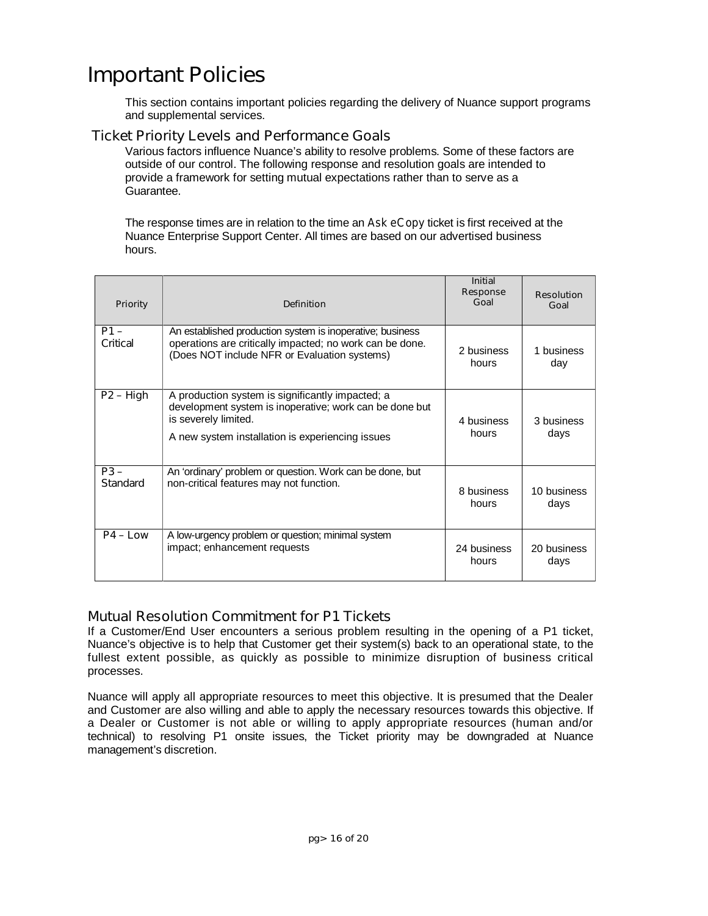# Important Policies

This section contains important policies regarding the delivery of Nuance support programs and supplemental services.

## Ticket Priority Levels and Performance Goals

Various factors influence Nuance's ability to resolve problems. Some of these factors are outside of our control. The following response and resolution goals are intended to provide a framework for setting mutual expectations rather than to serve as a Guarantee.

The response times are in relation to the time an Ask eCopy ticket is first received at the Nuance Enterprise Support Center. All times are based on our advertised business hours.

| Priority | Definition | Initial Response Goal | Resolution Goal |
|---|---|---|---|
| P1 – Critical | An established production system is inoperative; business operations are critically impacted; no work can be done. (Does NOT include NFR or Evaluation systems) | 2 business hours | 1 business day |
| P2 – High | A production system is significantly impacted; a development system is inoperative; work can be done but is severely limited.<br><br>A new system installation is experiencing issues | 4 business hours | 3 business days |
| P3 – Standard | An 'ordinary' problem or question. Work can be done, but non-critical features may not function. | 8 business hours | 10 business days |
| P4 – Low | A low-urgency problem or question; minimal system impact; enhancement requests | 24 business hours | 20 business days |

## Mutual Resolution Commitment for P1 Tickets

If a Customer/End User encounters a serious problem resulting in the opening of a P1 ticket, Nuance's objective is to help that Customer get their system(s) back to an operational state, to the fullest extent possible, as quickly as possible to minimize disruption of business critical processes.

Nuance will apply all appropriate resources to meet this objective. It is presumed that the Dealer and Customer are also willing and able to apply the necessary resources towards this objective. If a Dealer or Customer is not able or willing to apply appropriate resources (human and/or technical) to resolving P1 onsite issues, the Ticket priority may be downgraded at Nuance management's discretion.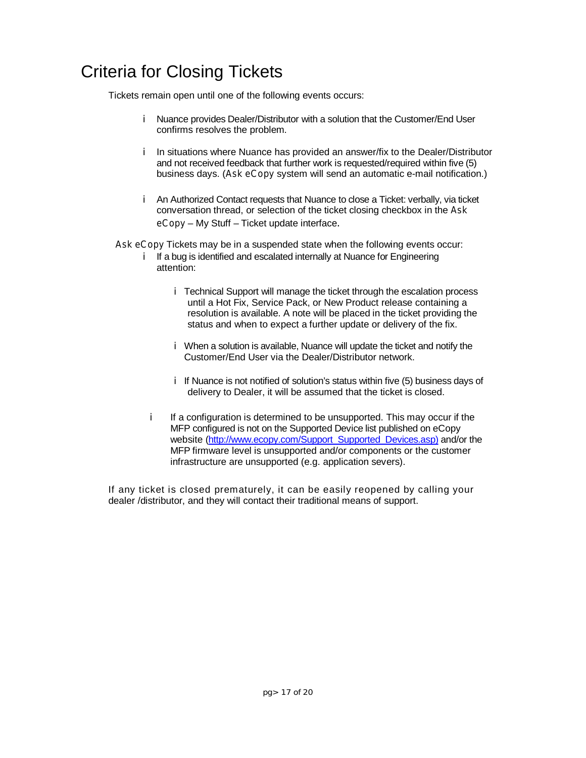# Criteria for Closing Tickets

Tickets remain open until one of the following events occurs:

- Nuance provides Dealer/Distributor with a solution that the Customer/End User confirms resolves the problem.
- In situations where Nuance has provided an answer/fix to the Dealer/Distributor and not received feedback that further work is requested/required within five (5) business days. (Ask eCopy system will send an automatic e-mail notification.)
- An Authorized Contact requests that Nuance to close a Ticket: verbally, via ticket conversation thread, or selection of the ticket closing checkbox in the Ask eCopy – My Stuff – Ticket update interface.

Ask eCopy Tickets may be in a suspended state when the following events occur:

- If a bug is identified and escalated internally at Nuance for Engineering attention:
  - Technical Support will manage the ticket through the escalation process until a Hot Fix, Service Pack, or New Product release containing a resolution is available. A note will be placed in the ticket providing the status and when to expect a further update or delivery of the fix.
  - When a solution is available, Nuance will update the ticket and notify the Customer/End User via the Dealer/Distributor network.
  - If Nuance is not notified of solution's status within five (5) business days of delivery to Dealer, it will be assumed that the ticket is closed.
- If a configuration is determined to be unsupported. This may occur if the MFP configured is not on the Supported Device list published on eCopy website (http://www.ecopy.com/Support_Supported_Devices.asp) and/or the MFP firmware level is unsupported and/or components or the customer infrastructure are unsupported (e.g. application severs).

If any ticket is closed prematurely, it can be easily reopened by calling your dealer /distributor, and they will contact their traditional means of support.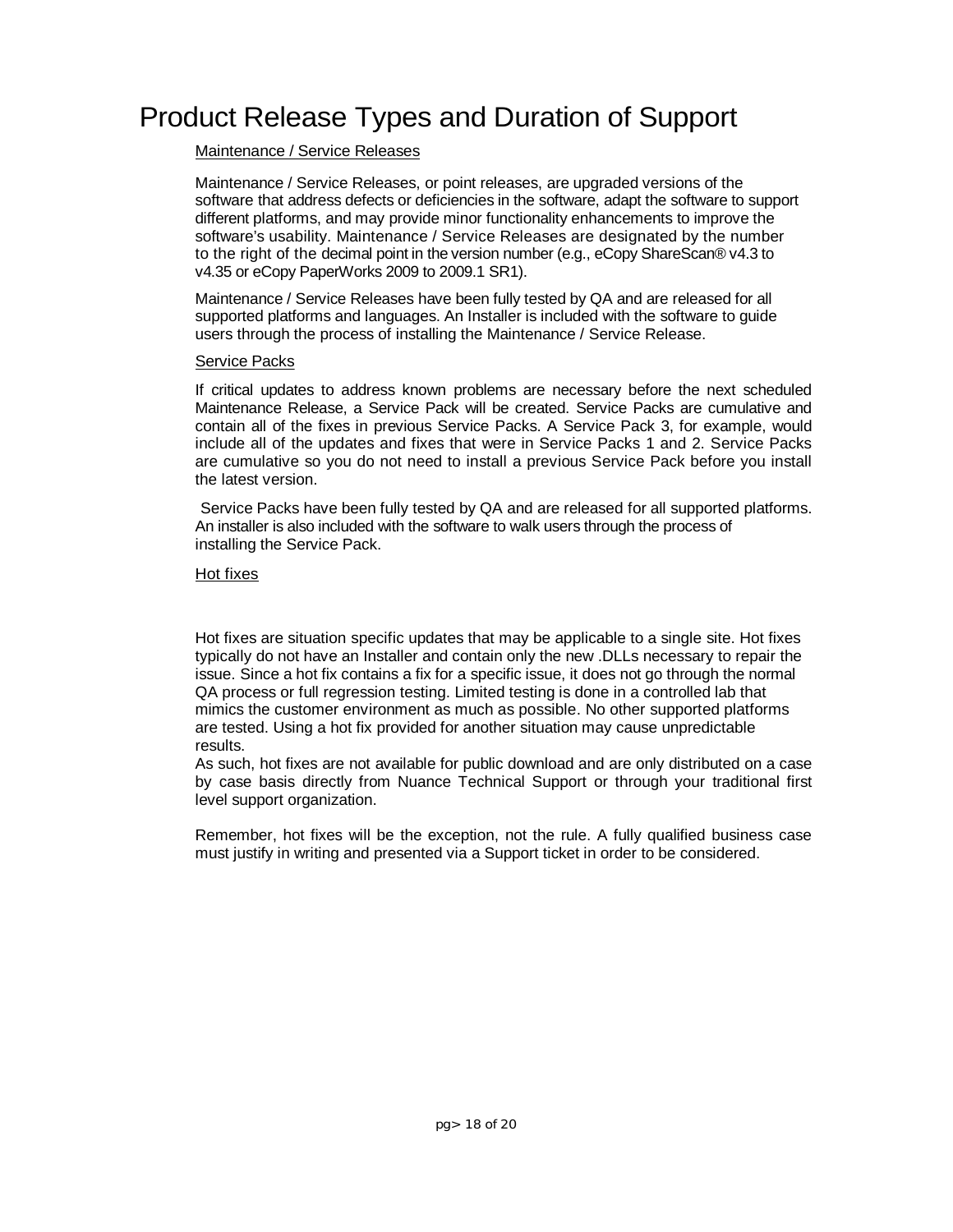# Product Release Types and Duration of Support

## Maintenance / Service Releases

Maintenance / Service Releases, or point releases, are upgraded versions of the software that address defects or deficiencies in the software, adapt the software to support different platforms, and may provide minor functionality enhancements to improve the software's usability. Maintenance / Service Releases are designated by the number to the right of the decimal point in the version number (e.g., eCopy ShareScan® v4.3 to v4.35 or eCopy PaperWorks 2009 to 2009.1 SR1).

Maintenance / Service Releases have been fully tested by QA and are released for all supported platforms and languages. An Installer is included with the software to guide users through the process of installing the Maintenance / Service Release.

## Service Packs

If critical updates to address known problems are necessary before the next scheduled Maintenance Release, a Service Pack will be created. Service Packs are cumulative and contain all of the fixes in previous Service Packs. A Service Pack 3, for example, would include all of the updates and fixes that were in Service Packs 1 and 2. Service Packs are cumulative so you do not need to install a previous Service Pack before you install the latest version.

Service Packs have been fully tested by QA and are released for all supported platforms. An installer is also included with the software to walk users through the process of installing the Service Pack.

## Hot fixes

Hot fixes are situation specific updates that may be applicable to a single site. Hot fixes typically do not have an Installer and contain only the new .DLLs necessary to repair the issue. Since a hot fix contains a fix for a specific issue, it does not go through the normal QA process or full regression testing. Limited testing is done in a controlled lab that mimics the customer environment as much as possible. No other supported platforms are tested. Using a hot fix provided for another situation may cause unpredictable results.
As such, hot fixes are not available for public download and are only distributed on a case by case basis directly from Nuance Technical Support or through your traditional first level support organization.

Remember, hot fixes will be the exception, not the rule. A fully qualified business case must justify in writing and presented via a Support ticket in order to be considered.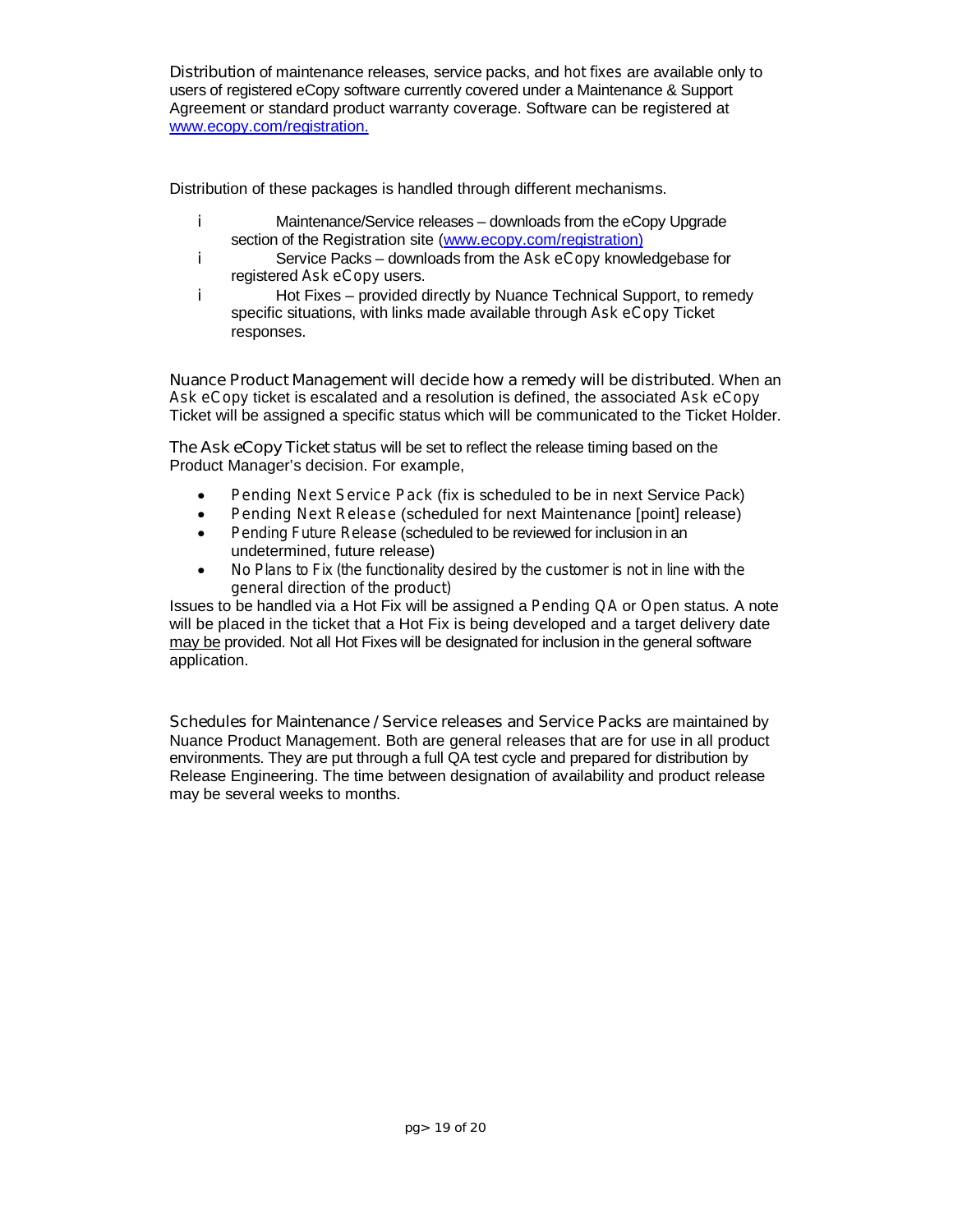Distribution of maintenance releases, service packs, and hot fixes are available only to users of registered eCopy software currently covered under a Maintenance & Support Agreement or standard product warranty coverage. Software can be registered at [www.ecopy.com/registration.](http://www.ecopy.com/registration)

Distribution of these packages is handled through different mechanisms.

- Maintenance/Service releases – downloads from the eCopy Upgrade section of the Registration site ([www.ecopy.com/registration)](http://www.ecopy.com/registration)
- Service Packs – downloads from the Ask eCopy knowledgebase for registered Ask eCopy users.
- Hot Fixes – provided directly by Nuance Technical Support, to remedy specific situations, with links made available through Ask eCopy Ticket responses.

Nuance Product Management will decide how a remedy will be distributed. When an Ask eCopy ticket is escalated and a resolution is defined, the associated Ask eCopy Ticket will be assigned a specific status which will be communicated to the Ticket Holder.

The Ask eCopy Ticket status will be set to reflect the release timing based on the Product Manager's decision. For example,

- Pending Next Service Pack (fix is scheduled to be in next Service Pack)
- Pending Next Release (scheduled for next Maintenance [point] release)
- Pending Future Release (scheduled to be reviewed for inclusion in an undetermined, future release)
- No Plans to Fix (the functionality desired by the customer is not in line with the general direction of the product)

Issues to be handled via a Hot Fix will be assigned a Pending QA or Open status. A note will be placed in the ticket that a Hot Fix is being developed and a target delivery date may be provided. Not all Hot Fixes will be designated for inclusion in the general software application.

Schedules for Maintenance / Service releases and Service Packs are maintained by Nuance Product Management. Both are general releases that are for use in all product environments. They are put through a full QA test cycle and prepared for distribution by Release Engineering. The time between designation of availability and product release may be several weeks to months.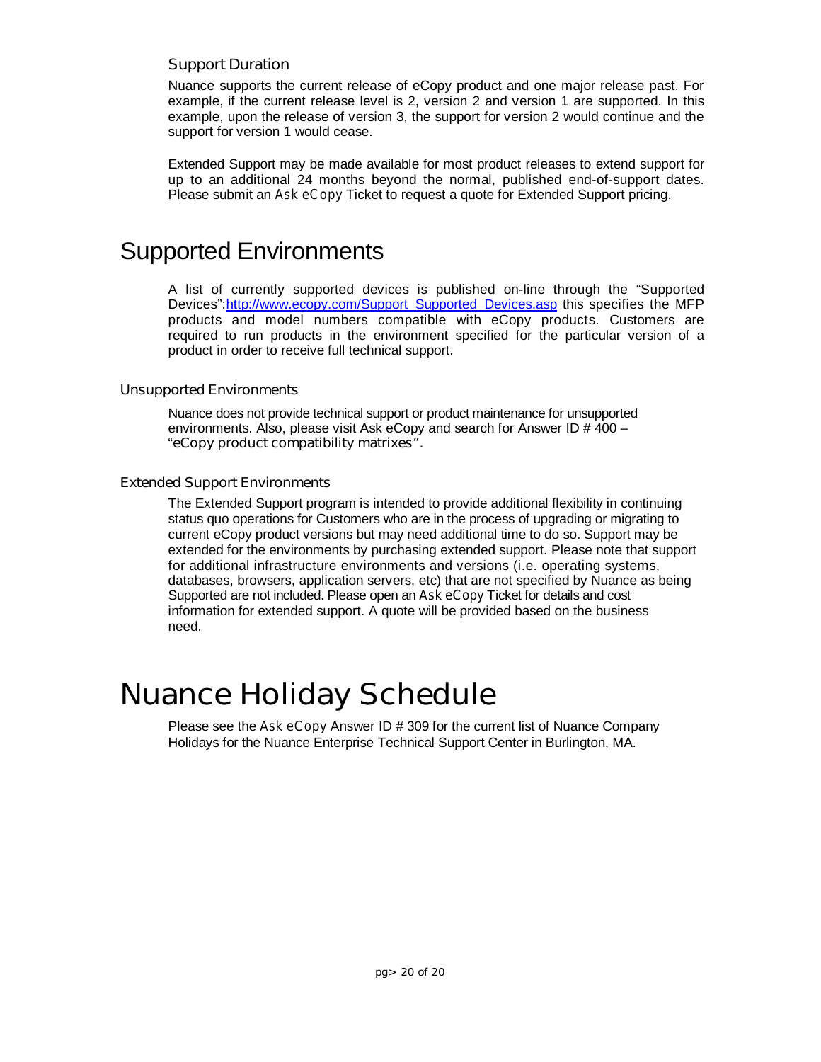### Support Duration

Nuance supports the current release of eCopy product and one major release past. For example, if the current release level is 2, version 2 and version 1 are supported. In this example, upon the release of version 3, the support for version 2 would continue and the support for version 1 would cease.

Extended Support may be made available for most product releases to extend support for up to an additional 24 months beyond the normal, published end-of-support dates. Please submit an Ask eCopy Ticket to request a quote for Extended Support pricing.

## Supported Environments

A list of currently supported devices is published on-line through the "Supported Devices":[http://www.ecopy.com/Support_Supported_Devices.asp](http://www.ecopy.com/Support_Supported_Devices.asp) this specifies the MFP products and model numbers compatible with eCopy products. Customers are required to run products in the environment specified for the particular version of a product in order to receive full technical support.

### Unsupported Environments

Nuance does not provide technical support or product maintenance for unsupported environments. Also, please visit Ask eCopy and search for Answer ID # 400 – "eCopy product compatibility matrixes".

### Extended Support Environments

The Extended Support program is intended to provide additional flexibility in continuing status quo operations for Customers who are in the process of upgrading or migrating to current eCopy product versions but may need additional time to do so. Support may be extended for the environments by purchasing extended support. Please note that support for additional infrastructure environments and versions (i.e. operating systems, databases, browsers, application servers, etc) that are not specified by Nuance as being Supported are not included. Please open an Ask eCopy Ticket for details and cost information for extended support. A quote will be provided based on the business need.

# Nuance Holiday Schedule

Please see the Ask eCopy Answer ID # 309 for the current list of Nuance Company Holidays for the Nuance Enterprise Technical Support Center in Burlington, MA.